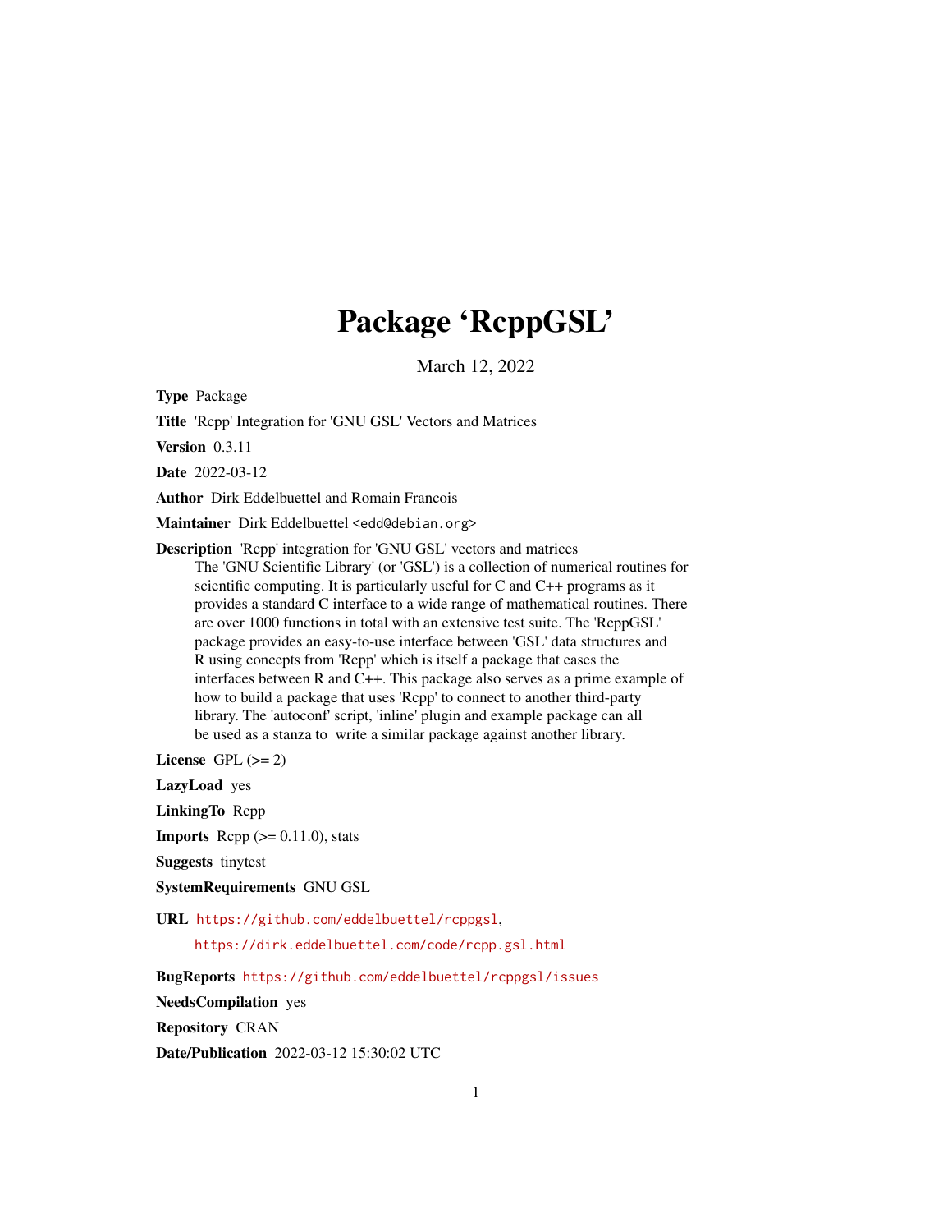# Package 'RcppGSL'

March 12, 2022

**Type** Package

**Title** 'Rcpp' Integration for 'GNU GSL' Vectors and Matrices

**Version** 0.3.11

**Date** 2022-03-12

**Author** Dirk Eddelbuettel and Romain Francois

**Maintainer** Dirk Eddelbuettel <edd@debian.org>

**Description** 'Rcpp' integration for 'GNU GSL' vectors and matrices
The 'GNU Scientific Library' (or 'GSL') is a collection of numerical routines for scientific computing. It is particularly useful for C and C++ programs as it provides a standard C interface to a wide range of mathematical routines. There are over 1000 functions in total with an extensive test suite. The 'RcppGSL' package provides an easy-to-use interface between 'GSL' data structures and R using concepts from 'Rcpp' which is itself a package that eases the interfaces between R and C++. This package also serves as a prime example of how to build a package that uses 'Rcpp' to connect to another third-party library. The 'autoconf' script, 'inline' plugin and example package can all be used as a stanza to write a similar package against another library.

**License** GPL (>= 2)

**LazyLoad** yes

**LinkingTo** Rcpp

**Imports** Rcpp (>= 0.11.0), stats

**Suggests** tinytest

**SystemRequirements** GNU GSL

**URL** https://github.com/eddelbuettel/rcppgsl,
https://dirk.eddelbuettel.com/code/rcpp.gsl.html

**BugReports** https://github.com/eddelbuettel/rcppgsl/issues

**NeedsCompilation** yes

**Repository** CRAN

**Date/Publication** 2022-03-12 15:30:02 UTC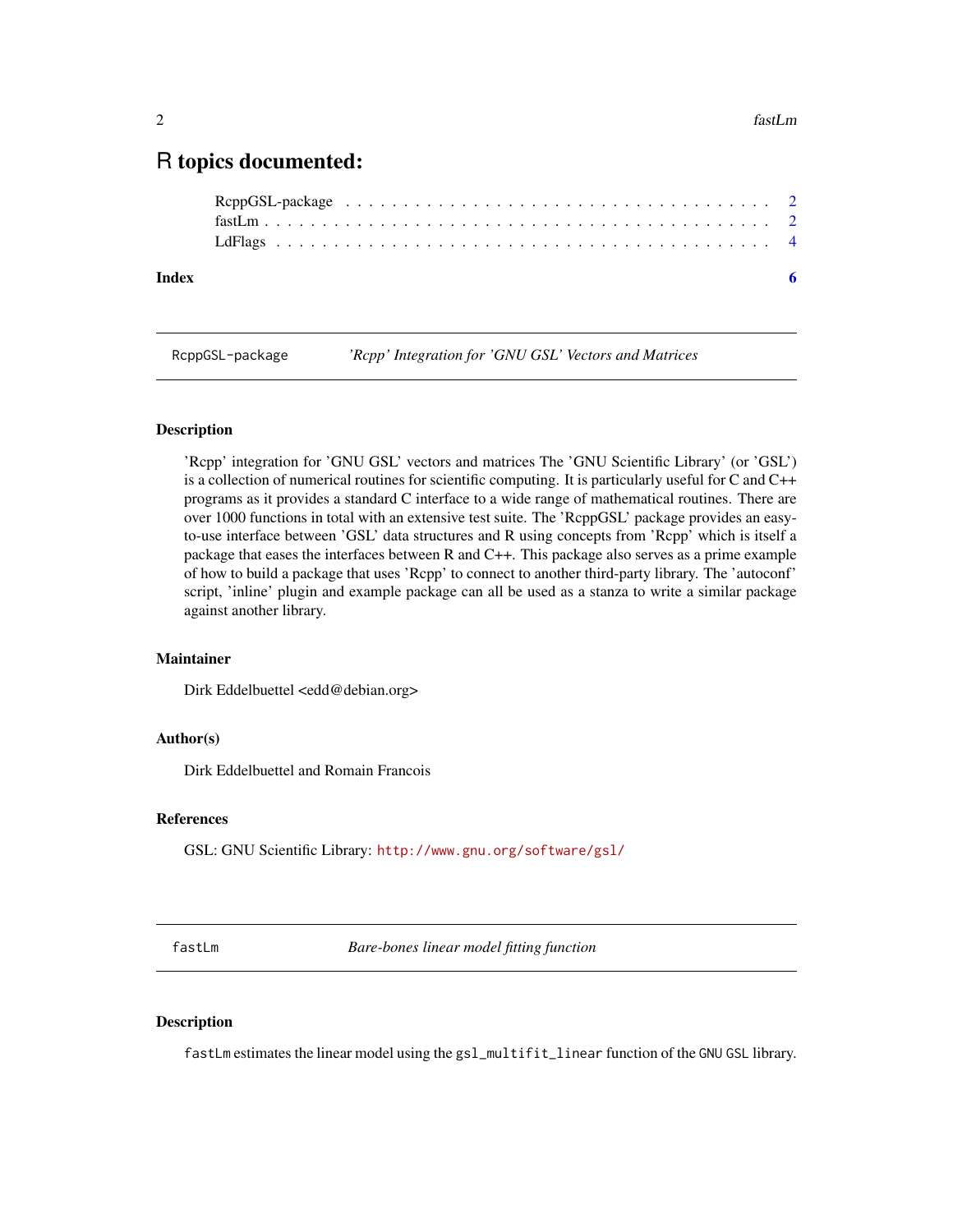# R topics documented:

RcppGSL-package . . . . . . . . . . . . . . . . . . . . . . . . . . . . . . . . . . . . 2
fastLm . . . . . . . . . . . . . . . . . . . . . . . . . . . . . . . . . . . . . . . . . 2
LdFlags . . . . . . . . . . . . . . . . . . . . . . . . . . . . . . . . . . . . . . . . 4

**Index** **6**

---

## RcppGSL-package — *'Rcpp' Integration for 'GNU GSL' Vectors and Matrices*

---

### Description

'Rcpp' integration for 'GNU GSL' vectors and matrices The 'GNU Scientific Library' (or 'GSL') is a collection of numerical routines for scientific computing. It is particularly useful for C and C++ programs as it provides a standard C interface to a wide range of mathematical routines. There are over 1000 functions in total with an extensive test suite. The 'RcppGSL' package provides an easy-to-use interface between 'GSL' data structures and R using concepts from 'Rcpp' which is itself a package that eases the interfaces between R and C++. This package also serves as a prime example of how to build a package that uses 'Rcpp' to connect to another third-party library. The 'autoconf' script, 'inline' plugin and example package can all be used as a stanza to write a similar package against another library.

### Maintainer

Dirk Eddelbuettel <edd@debian.org>

### Author(s)

Dirk Eddelbuettel and Romain Francois

### References

GSL: GNU Scientific Library: http://www.gnu.org/software/gsl/

---

## fastLm — *Bare-bones linear model fitting function*

---

### Description

`fastLm` estimates the linear model using the `gsl_multifit_linear` function of the `GNU GSL` library.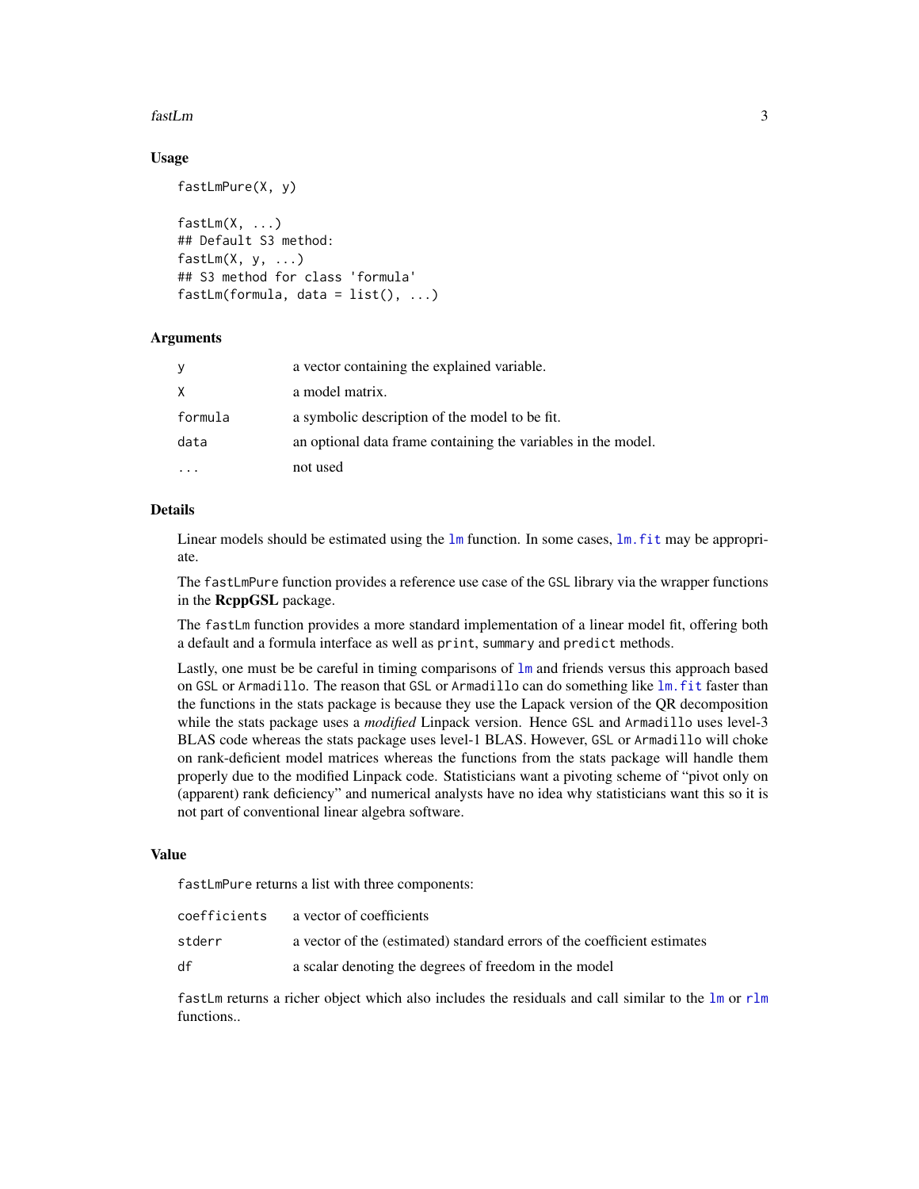## Usage

```
fastLmPure(X, y)

fastLm(X, ...)
## Default S3 method:
fastLm(X, y, ...)
## S3 method for class 'formula'
fastLm(formula, data = list(), ...)
```

## Arguments

| | |
|---|---|
| `y` | a vector containing the explained variable. |
| `X` | a model matrix. |
| `formula` | a symbolic description of the model to be fit. |
| `data` | an optional data frame containing the variables in the model. |
| `...` | not used |

## Details

Linear models should be estimated using the `lm` function. In some cases, `lm.fit` may be appropriate.

The `fastLmPure` function provides a reference use case of the `GSL` library via the wrapper functions in the **RcppGSL** package.

The `fastLm` function provides a more standard implementation of a linear model fit, offering both a default and a formula interface as well as `print`, `summary` and `predict` methods.

Lastly, one must be be careful in timing comparisons of `lm` and friends versus this approach based on `GSL` or `Armadillo`. The reason that `GSL` or `Armadillo` can do something like `lm.fit` faster than the functions in the stats package is because they use the Lapack version of the QR decomposition while the stats package uses a *modified* Linpack version. Hence `GSL` and `Armadillo` uses level-3 BLAS code whereas the stats package uses level-1 BLAS. However, `GSL` or `Armadillo` will choke on rank-deficient model matrices whereas the functions from the stats package will handle them properly due to the modified Linpack code. Statisticians want a pivoting scheme of "pivot only on (apparent) rank deficiency" and numerical analysts have no idea why statisticians want this so it is not part of conventional linear algebra software.

## Value

`fastLmPure` returns a list with three components:

| | |
|---|---|
| `coefficients` | a vector of coefficients |
| `stderr` | a vector of the (estimated) standard errors of the coefficient estimates |
| `df` | a scalar denoting the degrees of freedom in the model |

`fastLm` returns a richer object which also includes the residuals and call similar to the `lm` or `rlm` functions..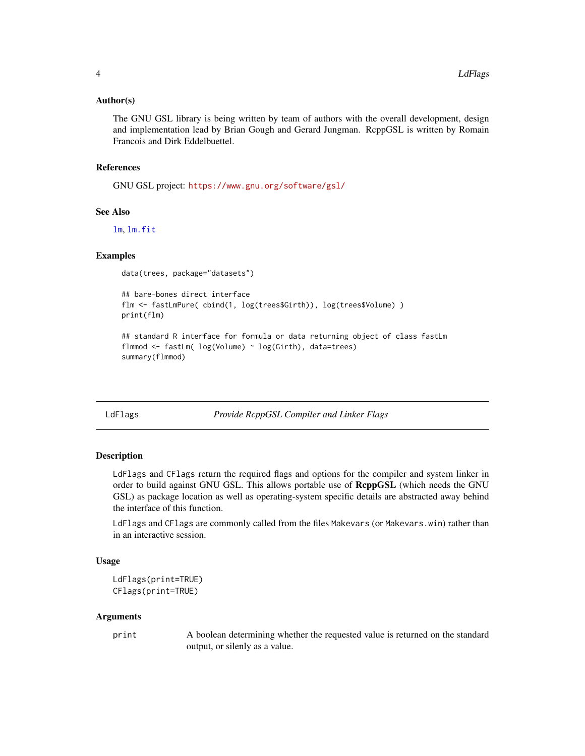### Author(s)

The GNU GSL library is being written by team of authors with the overall development, design and implementation lead by Brian Gough and Gerard Jungman. RcppGSL is written by Romain Francois and Dirk Eddelbuettel.

### References

GNU GSL project: https://www.gnu.org/software/gsl/

### See Also

`lm`, `lm.fit`

### Examples

```
data(trees, package="datasets")

## bare-bones direct interface
flm <- fastLmPure( cbind(1, log(trees$Girth)), log(trees$Volume) )
print(flm)

## standard R interface for formula or data returning object of class fastLm
flmmod <- fastLm( log(Volume) ~ log(Girth), data=trees)
summary(flmmod)
```

---

## LdFlags — *Provide RcppGSL Compiler and Linker Flags*

### Description

`LdFlags` and `CFlags` return the required flags and options for the compiler and system linker in order to build against GNU GSL. This allows portable use of **RcppGSL** (which needs the GNU GSL) as package location as well as operating-system specific details are abstracted away behind the interface of this function.

`LdFlags` and `CFlags` are commonly called from the files `Makevars` (or `Makevars.win`) rather than in an interactive session.

### Usage

```
LdFlags(print=TRUE)
CFlags(print=TRUE)
```

### Arguments

| | |
|---|---|
| `print` | A boolean determining whether the requested value is returned on the standard output, or silenly as a value. |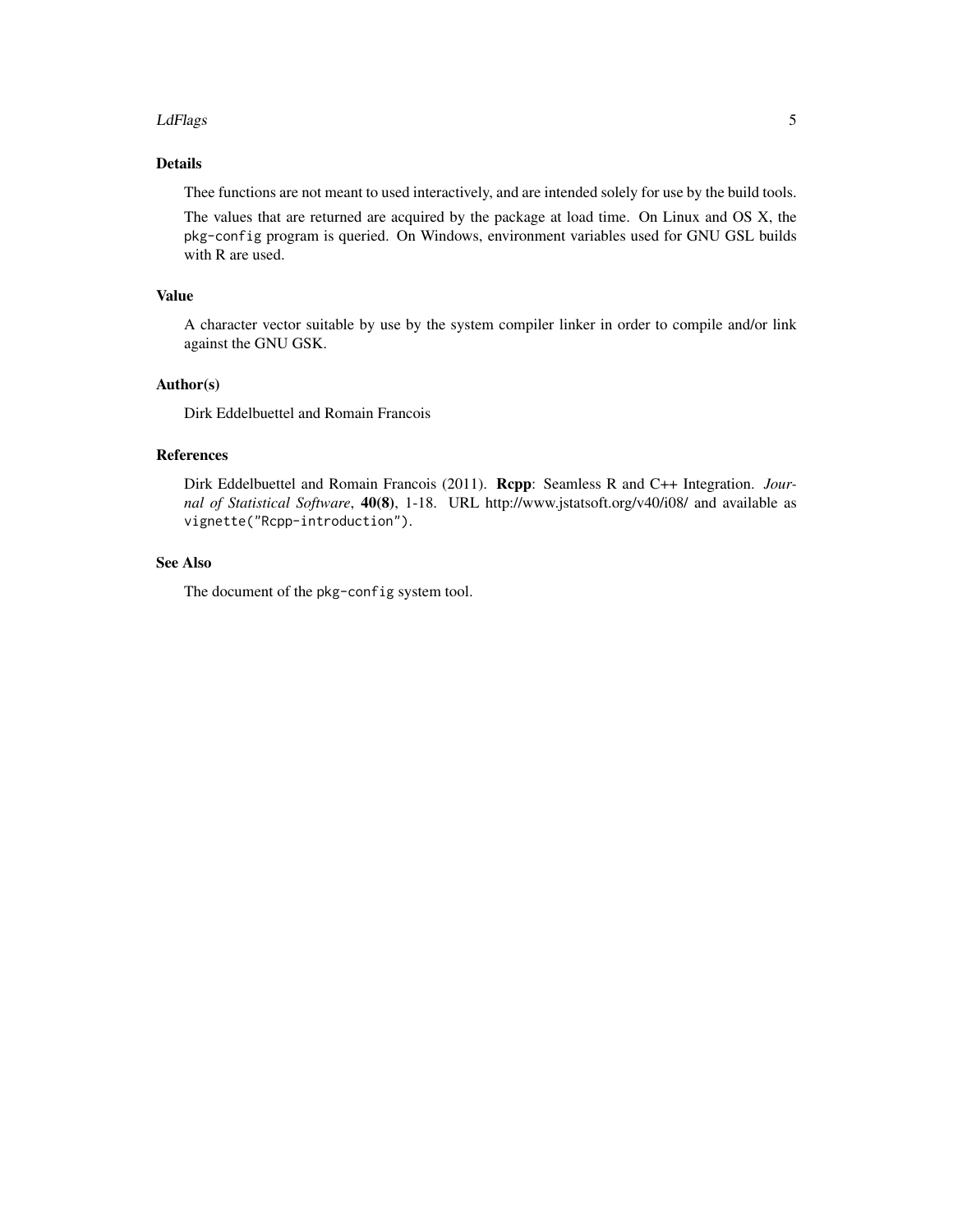## Details

Thee functions are not meant to used interactively, and are intended solely for use by the build tools.

The values that are returned are acquired by the package at load time. On Linux and OS X, the `pkg-config` program is queried. On Windows, environment variables used for GNU GSL builds with R are used.

## Value

A character vector suitable by use by the system compiler linker in order to compile and/or link against the GNU GSK.

## Author(s)

Dirk Eddelbuettel and Romain Francois

## References

Dirk Eddelbuettel and Romain Francois (2011). **Rcpp**: Seamless R and C++ Integration. *Journal of Statistical Software*, **40(8)**, 1-18. URL http://www.jstatsoft.org/v40/i08/ and available as `vignette("Rcpp-introduction")`.

## See Also

The document of the `pkg-config` system tool.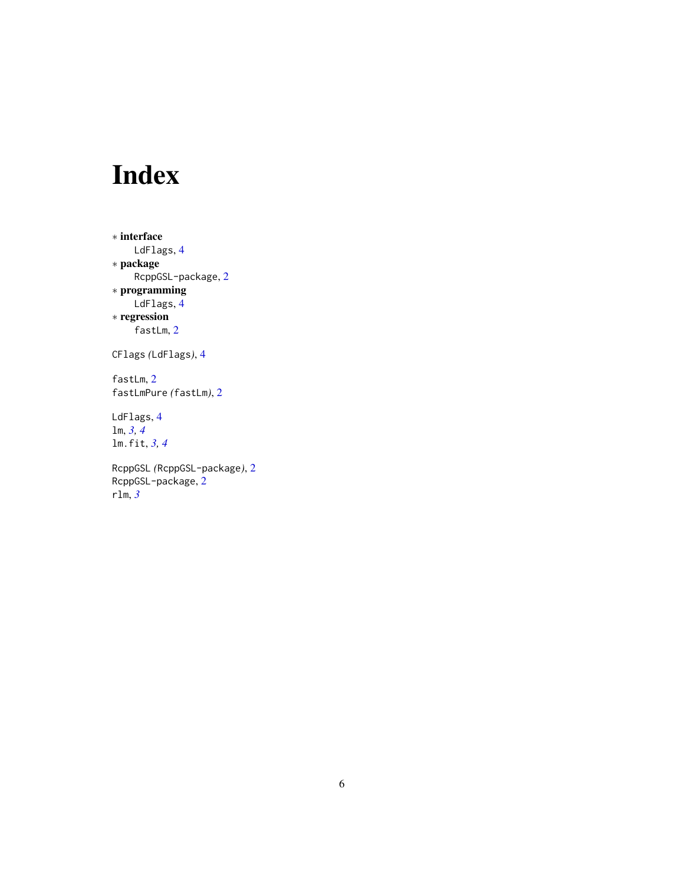# Index

∗ **interface**
    LdFlags, 4
∗ **package**
    RcppGSL-package, 2
∗ **programming**
    LdFlags, 4
∗ **regression**
    fastLm, 2

CFlags *(*LdFlags*)*, 4

fastLm, 2
fastLmPure *(*fastLm*)*, 2

LdFlags, 4
lm, *3, 4*
lm.fit, *3, 4*

RcppGSL *(*RcppGSL-package*)*, 2
RcppGSL-package, 2
rlm, *3*